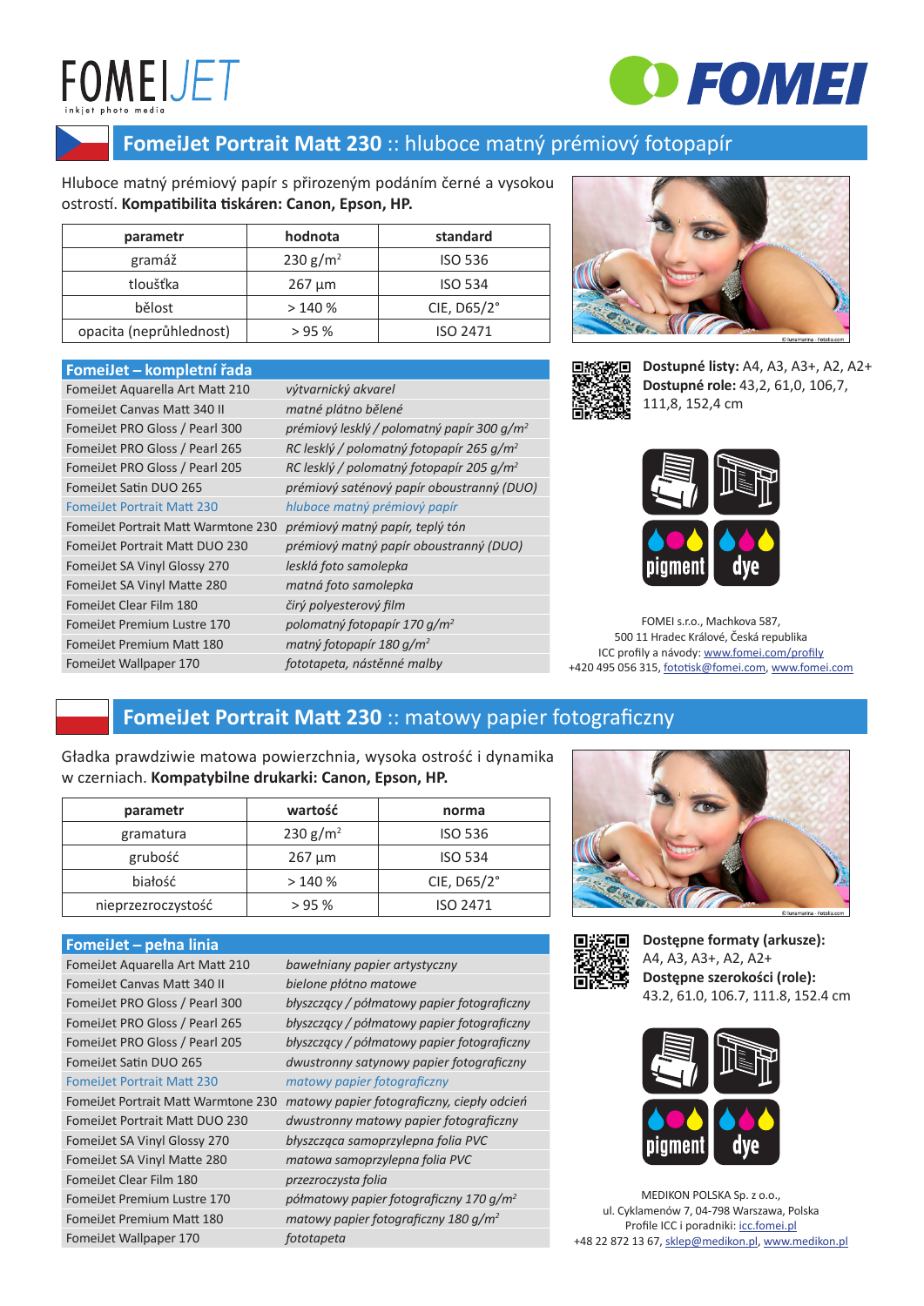FOMEIJET
inkjet photo media

FOMEI

## FomeiJet Portrait Matt 230 :: hluboce matný prémiový fotopapír

Hluboce matný prémiový papír s přirozeným podáním černé a vysokou ostrostí. **Kompatibilita tiskáren: Canon, Epson, HP.**

| parametr | hodnota | standard |
|---|---|---|
| gramáž | 230 g/m² | ISO 536 |
| tloušťka | 267 µm | ISO 534 |
| bělost | > 140 % | CIE, D65/2° |
| opacita (neprůhlednost) | > 95 % | ISO 2471 |

| FomeiJet – kompletní řada | |
|---|---|
| FomeiJet Aquarella Art Matt 210 | *výtvarnický akvarel* |
| FomeiJet Canvas Matt 340 II | *matné plátno bělené* |
| FomeiJet PRO Gloss / Pearl 300 | *prémiový lesklý / polomatný papír 300 g/m²* |
| FomeiJet PRO Gloss / Pearl 265 | *RC lesklý / polomatný fotopapír 265 g/m²* |
| FomeiJet PRO Gloss / Pearl 205 | *RC lesklý / polomatný fotopapír 205 g/m²* |
| FomeiJet Satin DUO 265 | *prémiový saténový papír oboustranný (DUO)* |
| FomeiJet Portrait Matt 230 | *hluboce matný prémiový papír* |
| FomeiJet Portrait Matt Warmtone 230 | *prémiový matný papír, teplý tón* |
| FomeiJet Portrait Matt DUO 230 | *prémiový matný papír oboustranný (DUO)* |
| FomeiJet SA Vinyl Glossy 270 | *lesklá foto samolepka* |
| FomeiJet SA Vinyl Matte 280 | *matná foto samolepka* |
| FomeiJet Clear Film 180 | *čirý polyesterový film* |
| FomeiJet Premium Lustre 170 | *polomatný fotopapír 170 g/m²* |
| FomeiJet Premium Matt 180 | *matný fotopapír 180 g/m²* |
| FomeiJet Wallpaper 170 | *fototapeta, nástěnné malby* |

© lunamarina - Fotolia.com

**Dostupné listy:** A4, A3, A3+, A2, A2+
**Dostupné role:** 43,2, 61,0, 106,7, 111,8, 152,4 cm

pigment dye

FOMEI s.r.o., Machkova 587,
500 11 Hradec Králové, Česká republika
ICC profily a návody: www.fomei.com/profily
+420 495 056 315, fototisk@fomei.com, www.fomei.com

## FomeiJet Portrait Matt 230 :: matowy papier fotograficzny

Gładka prawdziwie matowa powierzchnia, wysoka ostrość i dynamika w czerniach. **Kompatybilne drukarki: Canon, Epson, HP.**

| parametr | wartość | norma |
|---|---|---|
| gramatura | 230 g/m² | ISO 536 |
| grubość | 267 µm | ISO 534 |
| białość | > 140 % | CIE, D65/2° |
| nieprzezroczystość | > 95 % | ISO 2471 |

| FomeiJet – pełna linia | |
|---|---|
| FomeiJet Aquarella Art Matt 210 | *bawełniany papier artystyczny* |
| FomeiJet Canvas Matt 340 II | *bielone płótno matowe* |
| FomeiJet PRO Gloss / Pearl 300 | *błyszczący / półmatowy papier fotograficzny* |
| FomeiJet PRO Gloss / Pearl 265 | *błyszczący / półmatowy papier fotograficzny* |
| FomeiJet PRO Gloss / Pearl 205 | *błyszczący / półmatowy papier fotograficzny* |
| FomeiJet Satin DUO 265 | *dwustronny satynowy papier fotograficzny* |
| FomeiJet Portrait Matt 230 | *matowy papier fotograficzny* |
| FomeiJet Portrait Matt Warmtone 230 | *matowy papier fotograficzny, ciepły odcień* |
| FomeiJet Portrait Matt DUO 230 | *dwustronny matowy papier fotograficzny* |
| FomeiJet SA Vinyl Glossy 270 | *błyszcząca samoprzylepna folia PVC* |
| FomeiJet SA Vinyl Matte 280 | *matowa samoprzylepna folia PVC* |
| FomeiJet Clear Film 180 | *przezroczysta folia* |
| FomeiJet Premium Lustre 170 | *półmatowy papier fotograficzny 170 g/m²* |
| FomeiJet Premium Matt 180 | *matowy papier fotograficzny 180 g/m²* |
| FomeiJet Wallpaper 170 | *fototapeta* |

© lunamarina - Fotolia.com

**Dostępne formaty (arkusze):**
A4, A3, A3+, A2, A2+
**Dostępne szerokości (role):**
43.2, 61.0, 106.7, 111.8, 152.4 cm

pigment dye

MEDIKON POLSKA Sp. z o.o.,
ul. Cyklamenów 7, 04-798 Warszawa, Polska
Profile ICC i poradniki: icc.fomei.pl
+48 22 872 13 67, sklep@medikon.pl, www.medikon.pl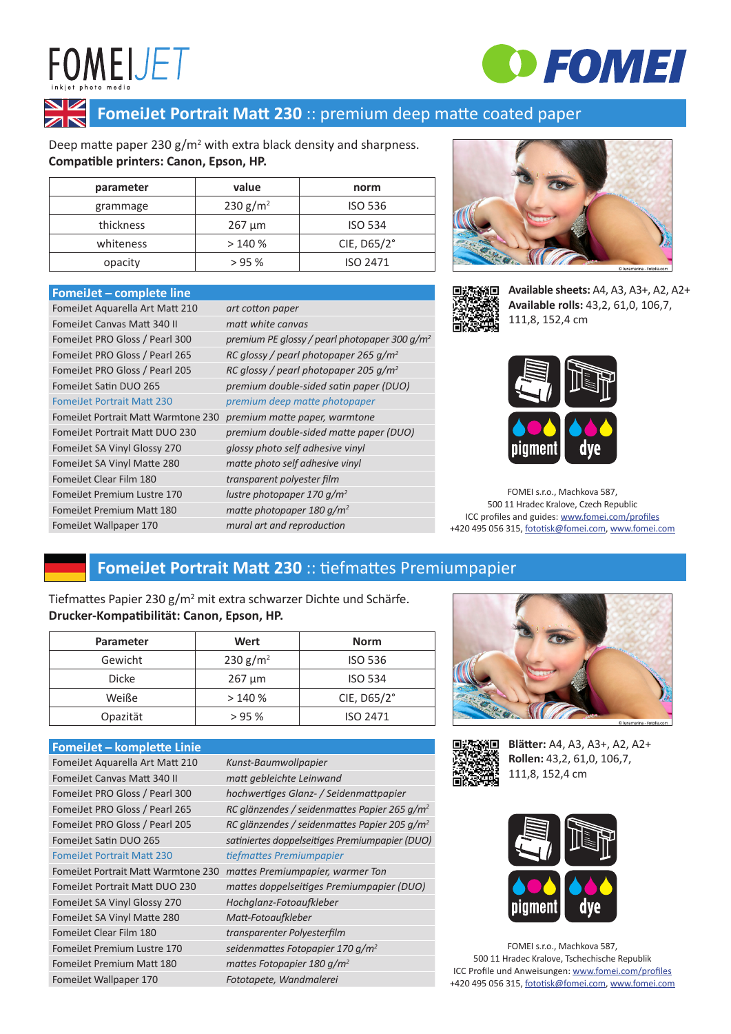FOMEIJET
inkjet photo media

FOMEI

## FomeiJet Portrait Matt 230 :: premium deep matte coated paper

Deep matte paper 230 g/m² with extra black density and sharpness.
**Compatible printers: Canon, Epson, HP.**

| parameter | value | norm |
|---|---|---|
| grammage | 230 g/m² | ISO 536 |
| thickness | 267 µm | ISO 534 |
| whiteness | > 140 % | CIE, D65/2° |
| opacity | > 95 % | ISO 2471 |

© luxamanna - Fotolia.com

**Available sheets:** A4, A3, A3+, A2, A2+
**Available rolls:** 43,2, 61,0, 106,7, 111,8, 152,4 cm

| FomeiJet – complete line | |
|---|---|
| FomeiJet Aquarella Art Matt 210 | *art cotton paper* |
| FomeiJet Canvas Matt 340 II | *matt white canvas* |
| FomeiJet PRO Gloss / Pearl 300 | *premium PE glossy / pearl photopaper 300 g/m²* |
| FomeiJet PRO Gloss / Pearl 265 | *RC glossy / pearl photopaper 265 g/m²* |
| FomeiJet PRO Gloss / Pearl 205 | *RC glossy / pearl photopaper 205 g/m²* |
| FomeiJet Satin DUO 265 | *premium double-sided satin paper (DUO)* |
| FomeiJet Portrait Matt 230 | *premium deep matte photopaper* |
| FomeiJet Portrait Matt Warmtone 230 | *premium matte paper, warmtone* |
| FomeiJet Portrait Matt DUO 230 | *premium double-sided matte paper (DUO)* |
| FomeiJet SA Vinyl Glossy 270 | *glossy photo self adhesive vinyl* |
| FomeiJet SA Vinyl Matte 280 | *matte photo self adhesive vinyl* |
| FomeiJet Clear Film 180 | *transparent polyester film* |
| FomeiJet Premium Lustre 170 | *lustre photopaper 170 g/m²* |
| FomeiJet Premium Matt 180 | *matte photopaper 180 g/m²* |
| FomeiJet Wallpaper 170 | *mural art and reproduction* |

pigment dye

FOMEI s.r.o., Machkova 587,
500 11 Hradec Kralove, Czech Republic
ICC profiles and guides: www.fomei.com/profiles
+420 495 056 315, fototisk@fomei.com, www.fomei.com

## FomeiJet Portrait Matt 230 :: tiefmattes Premiumpapier

Tiefmattes Papier 230 g/m² mit extra schwarzer Dichte und Schärfe.
**Drucker-Kompatibilität: Canon, Epson, HP.**

| Parameter | Wert | Norm |
|---|---|---|
| Gewicht | 230 g/m² | ISO 536 |
| Dicke | 267 µm | ISO 534 |
| Weiße | > 140 % | CIE, D65/2° |
| Opazität | > 95 % | ISO 2471 |

© luxamanna - Fotolia.com

**Blätter:** A4, A3, A3+, A2, A2+
**Rollen:** 43,2, 61,0, 106,7, 111,8, 152,4 cm

| FomeiJet – komplette Linie | |
|---|---|
| FomeiJet Aquarella Art Matt 210 | *Kunst-Baumwollpapier* |
| FomeiJet Canvas Matt 340 II | *matt gebleichte Leinwand* |
| FomeiJet PRO Gloss / Pearl 300 | *hochwertiges Glanz- / Seidenmattpapier* |
| FomeiJet PRO Gloss / Pearl 265 | *RC glänzendes / seidenmattes Papier 265 g/m²* |
| FomeiJet PRO Gloss / Pearl 205 | *RC glänzendes / seidenmattes Papier 205 g/m²* |
| FomeiJet Satin DUO 265 | *satiniertes doppelseitiges Premiumpapier (DUO)* |
| FomeiJet Portrait Matt 230 | *tiefmattes Premiumpapier* |
| FomeiJet Portrait Matt Warmtone 230 | *mattes Premiumpapier, warmer Ton* |
| FomeiJet Portrait Matt DUO 230 | *mattes doppelseitiges Premiumpapier (DUO)* |
| FomeiJet SA Vinyl Glossy 270 | *Hochglanz-Fotoaufkleber* |
| FomeiJet SA Vinyl Matte 280 | *Matt-Fotoaufkleber* |
| FomeiJet Clear Film 180 | *transparenter Polyesterfilm* |
| FomeiJet Premium Lustre 170 | *seidenmattes Fotopapier 170 g/m²* |
| FomeiJet Premium Matt 180 | *mattes Fotopapier 180 g/m²* |
| FomeiJet Wallpaper 170 | *Fototapete, Wandmalerei* |

pigment dye

FOMEI s.r.o., Machkova 587,
500 11 Hradec Kralove, Tschechische Republik
ICC Profile und Anweisungen: www.fomei.com/profiles
+420 495 056 315, fototisk@fomei.com, www.fomei.com